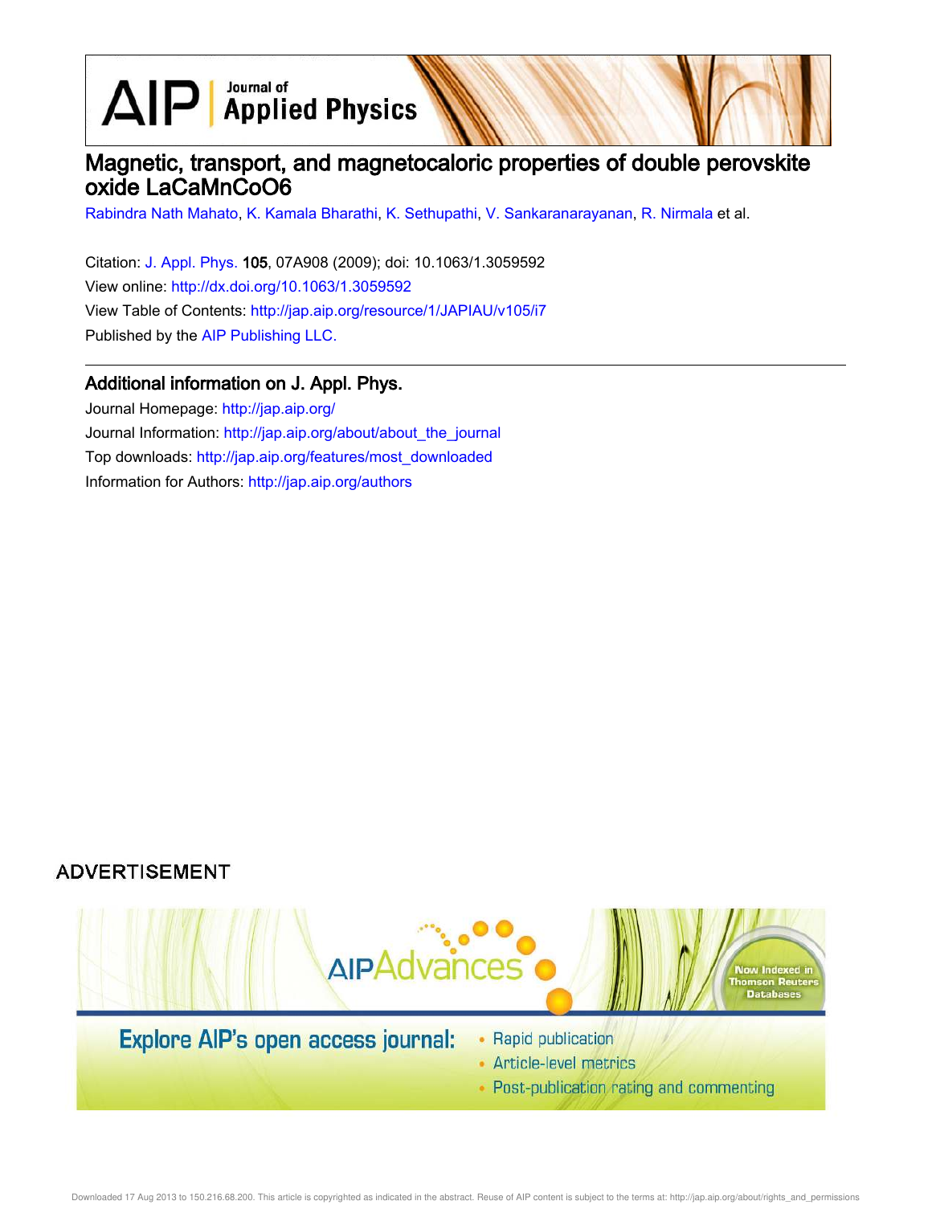# Magnetic, transport, and magnetocaloric properties of double perovskite oxide LaCaMnCoO6

Rabindra Nath Mahato, K. Kamala Bharathi, K. Sethupathi, V. Sankaranarayanan, R. Nirmala et al.

Citation: J. Appl. Phys. **105**, 07A908 (2009); doi: 10.1063/1.3059592
View online: http://dx.doi.org/10.1063/1.3059592
View Table of Contents: http://jap.aip.org/resource/1/JAPIAU/v105/i7
Published by the AIP Publishing LLC.

## Additional information on J. Appl. Phys.

Journal Homepage: http://jap.aip.org/
Journal Information: http://jap.aip.org/about/about_the_journal
Top downloads: http://jap.aip.org/features/most_downloaded
Information for Authors: http://jap.aip.org/authors

ADVERTISEMENT

AIPAdvances

Now Indexed in Thomson Reuters Databases

Explore AIP's open access journal:

- Rapid publication
- Article-level metrics
- Post-publication rating and commenting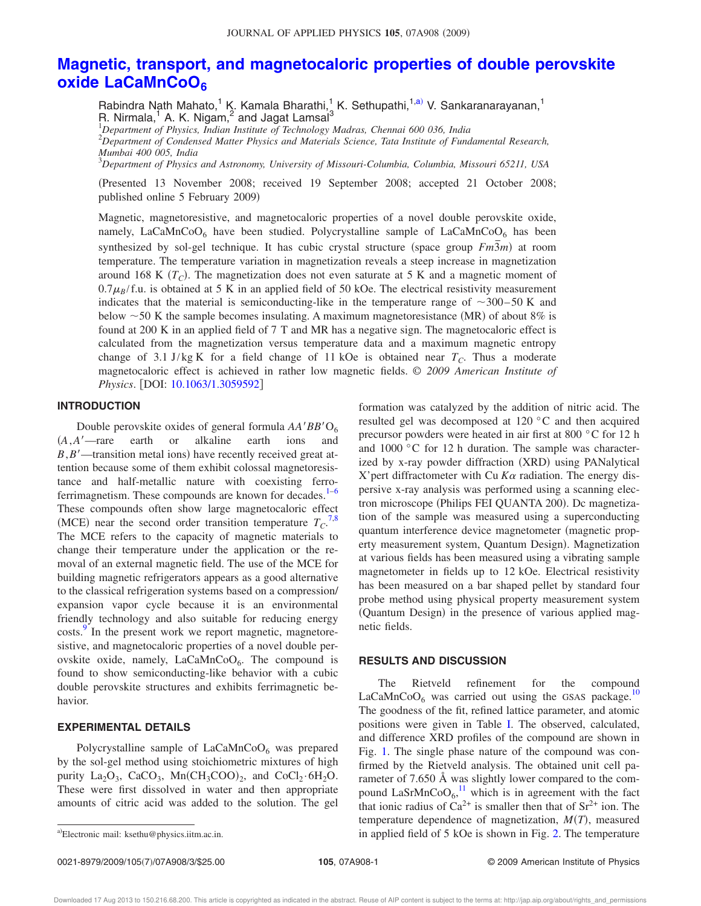# Magnetic, transport, and magnetocaloric properties of double perovskite oxide $LaCaMnCoO_6$

Rabindra Nath Mahato,[1] K. Kamala Bharathi,[1] K. Sethupathi,[1,a)] V. Sankaranarayanan,[1] R. Nirmala,[1] A. K. Nigam,[2] and Jagat Lamsal[3]

[1]*Department of Physics, Indian Institute of Technology Madras, Chennai 600 036, India*
[2]*Department of Condensed Matter Physics and Materials Science, Tata Institute of Fundamental Research, Mumbai 400 005, India*
[3]*Department of Physics and Astronomy, University of Missouri-Columbia, Columbia, Missouri 65211, USA*

(Presented 13 November 2008; received 19 September 2008; accepted 21 October 2008; published online 5 February 2009)

Magnetic, magnetoresistive, and magnetocaloric properties of a novel double perovskite oxide, namely, $LaCaMnCoO_6$ have been studied. Polycrystalline sample of $LaCaMnCoO_6$ has been synthesized by sol-gel technique. It has cubic crystal structure (space group $Fm\bar{3}m$) at room temperature. The temperature variation in magnetization reveals a steep increase in magnetization around 168 K ($T_C$). The magnetization does not even saturate at 5 K and a magnetic moment of $0.7\mu_B$/f.u. is obtained at 5 K in an applied field of 50 kOe. The electrical resistivity measurement indicates that the material is semiconducting-like in the temperature range of ~300–50 K and below ~50 K the sample becomes insulating. A maximum magnetoresistance (MR) of about 8% is found at 200 K in an applied field of 7 T and MR has a negative sign. The magnetocaloric effect is calculated from the magnetization versus temperature data and a maximum magnetic entropy change of 3.1 J/kg K for a field change of 11 kOe is obtained near $T_C$. Thus a moderate magnetocaloric effect is achieved in rather low magnetic fields. © *2009 American Institute of Physics*. [DOI: 10.1063/1.3059592]

## INTRODUCTION

Double perovskite oxides of general formula $AA'BB'O_6$ ($A, A'$—rare earth or alkaline earth ions and $B, B'$—transition metal ions) have recently received great attention because some of them exhibit colossal magnetoresistance and half-metallic nature with coexisting ferro-ferrimagnetism. These compounds are known for decades.[1–6] These compounds often show large magnetocaloric effect (MCE) near the second order transition temperature $T_C$.[7,8] The MCE refers to the capacity of magnetic materials to change their temperature under the application or the removal of an external magnetic field. The use of the MCE for building magnetic refrigerators appears as a good alternative to the classical refrigeration systems based on a compression/expansion vapor cycle because it is an environmental friendly technology and also suitable for reducing energy costs.[9] In the present work we report magnetic, magnetoresistive, and magnetocaloric properties of a novel double perovskite oxide, namely, $LaCaMnCoO_6$. The compound is found to show semiconducting-like behavior with a cubic double perovskite structures and exhibits ferrimagnetic behavior.

## EXPERIMENTAL DETAILS

Polycrystalline sample of $LaCaMnCoO_6$ was prepared by the sol-gel method using stoichiometric mixtures of high purity $La_2O_3$, $CaCO_3$, $Mn(CH_3COO)_2$, and $CoCl_2 \cdot 6H_2O$. These were first dissolved in water and then appropriate amounts of citric acid was added to the solution. The gel formation was catalyzed by the addition of nitric acid. The resulted gel was decomposed at 120 °C and then acquired precursor powders were heated in air first at 800 °C for 12 h and 1000 °C for 12 h duration. The sample was characterized by x-ray powder diffraction (XRD) using PANalytical X'pert diffractometer with Cu $K\alpha$ radiation. The energy dispersive x-ray analysis was performed using a scanning electron microscope (Philips FEI QUANTA 200). Dc magnetization of the sample was measured using a superconducting quantum interference device magnetometer (magnetic property measurement system, Quantum Design). Magnetization at various fields has been measured using a vibrating sample magnetometer in fields up to 12 kOe. Electrical resistivity has been measured on a bar shaped pellet by standard four probe method using physical property measurement system (Quantum Design) in the presence of various applied magnetic fields.

## RESULTS AND DISCUSSION

The Rietveld refinement for the compound $LaCaMnCoO_6$ was carried out using the GSAS package.[10] The goodness of the fit, refined lattice parameter, and atomic positions were given in Table I. The observed, calculated, and difference XRD profiles of the compound are shown in Fig. 1. The single phase nature of the compound was confirmed by the Rietveld analysis. The obtained unit cell parameter of 7.650 Å was slightly lower compared to the compound $LaSrMnCoO_6$,[11] which is in agreement with the fact that ionic radius of $Ca^{2+}$ is smaller then that of $Sr^{2+}$ ion. The temperature dependence of magnetization, $M(T)$, measured in applied field of 5 kOe is shown in Fig. 2. The temperature

a)Electronic mail: ksethu@physics.iitm.ac.in.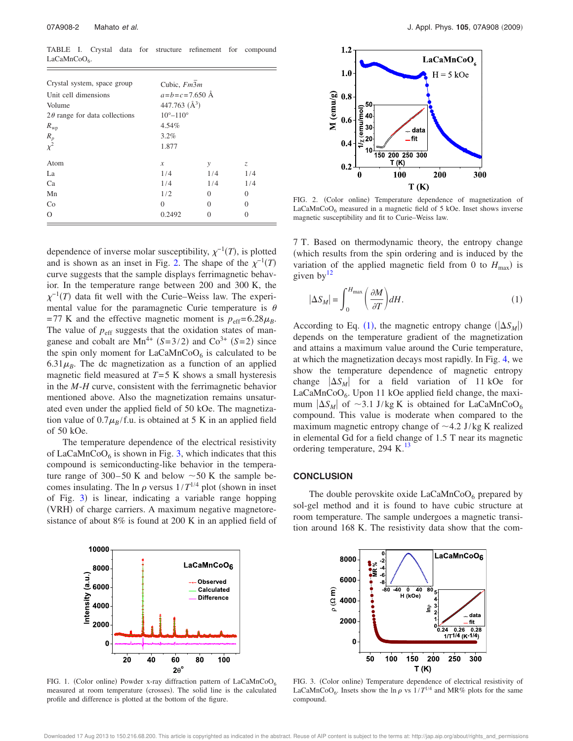TABLE I. Crystal data for structure refinement for compound $LaCaMnCoO_6$.

| Crystal system, space group | Cubic, $Fm\bar{3}m$ | | |
|---|---|---|---|
| Unit cell dimensions | $a=b=c=7.650$ Å | | |
| Volume | 447.763 (Å$^3$) | | |
| $2\theta$ range for data collections | 10°–110° | | |
| $R_{wp}$ | 4.54% | | |
| $R_p$ | 3.2% | | |
| $\chi^2$ | 1.877 | | |
| Atom | $x$ | $y$ | $z$ |
| La | 1/4 | 1/4 | 1/4 |
| Ca | 1/4 | 1/4 | 1/4 |
| Mn | 1/2 | 0 | 0 |
| Co | 0 | 0 | 0 |
| O | 0.2492 | 0 | 0 |

dependence of inverse molar susceptibility, $\chi^{-1}(T)$, is plotted and is shown as an inset in Fig. 2. The shape of the $\chi^{-1}(T)$ curve suggests that the sample displays ferrimagnetic behavior. In the temperature range between 200 and 300 K, the $\chi^{-1}(T)$ data fit well with the Curie–Weiss law. The experimental value for the paramagnetic Curie temperature is $\theta = 77$ K and the effective magnetic moment is $p_{\text{eff}}=6.28\mu_B$. The value of $p_{\text{eff}}$ suggests that the oxidation states of manganese and cobalt are $Mn^{4+}$ $(S=3/2)$ and $Co^{3+}$ $(S=2)$ since the spin only moment for $LaCaMnCoO_6$ is calculated to be $6.31\mu_B$. The dc magnetization as a function of an applied magnetic field measured at $T=5$ K shows a small hysteresis in the $M$-$H$ curve, consistent with the ferrimagnetic behavior mentioned above. Also the magnetization remains unsaturated even under the applied field of 50 kOe. The magnetization value of $0.7\mu_B$/f.u. is obtained at 5 K in an applied field of 50 kOe.

The temperature dependence of the electrical resistivity of $LaCaMnCoO_6$ is shown in Fig. 3, which indicates that this compound is semiconducting-like behavior in the temperature range of 300–50 K and below ~50 K the sample becomes insulating. The ln $\rho$ versus $1/T^{1/4}$ plot (shown in inset of Fig. 3) is linear, indicating a variable range hopping (VRH) of charge carriers. A maximum negative magnetoresistance of about 8% is found at 200 K in an applied field of 7 T. Based on thermodynamic theory, the entropy change (which results from the spin ordering and is induced by the variation of the applied magnetic field from 0 to $H_{\max}$) is given by[12]

$$|\Delta S_M| = \int_0^{H_{\max}} \left(\frac{\partial M}{\partial T}\right) dH. \tag{1}$$

According to Eq. (1), the magnetic entropy change ($|\Delta S_M|$) depends on the temperature gradient of the magnetization and attains a maximum value around the Curie temperature, at which the magnetization decays most rapidly. In Fig. 4, we show the temperature dependence of magnetic entropy change $|\Delta S_M|$ for a field variation of 11 kOe for $LaCaMnCoO_6$. Upon 11 kOe applied field change, the maximum $|\Delta S_M|$ of ~3.1 J/kg K is obtained for $LaCaMnCoO_6$ compound. This value is moderate when compared to the maximum magnetic entropy change of ~4.2 J/kg K realized in elemental Gd for a field change of 1.5 T near its magnetic ordering temperature, 294 K.[13]

FIG. 2. (Color online) Temperature dependence of magnetization of $LaCaMnCoO_6$ measured in a magnetic field of 5 kOe. Inset shows inverse magnetic susceptibility and fit to Curie–Weiss law.

## CONCLUSION

The double perovskite oxide $LaCaMnCoO_6$ prepared by sol-gel method and it is found to have cubic structure at room temperature. The sample undergoes a magnetic transition around 168 K. The resistivity data show that the com-

FIG. 1. (Color online) Powder x-ray diffraction pattern of $LaCaMnCoO_6$ measured at room temperature (crosses). The solid line is the calculated profile and difference is plotted at the bottom of the figure.

FIG. 3. (Color online) Temperature dependence of electrical resistivity of $LaCaMnCoO_6$. Insets show the ln $\rho$ vs $1/T^{1/4}$ and MR% plots for the same compound.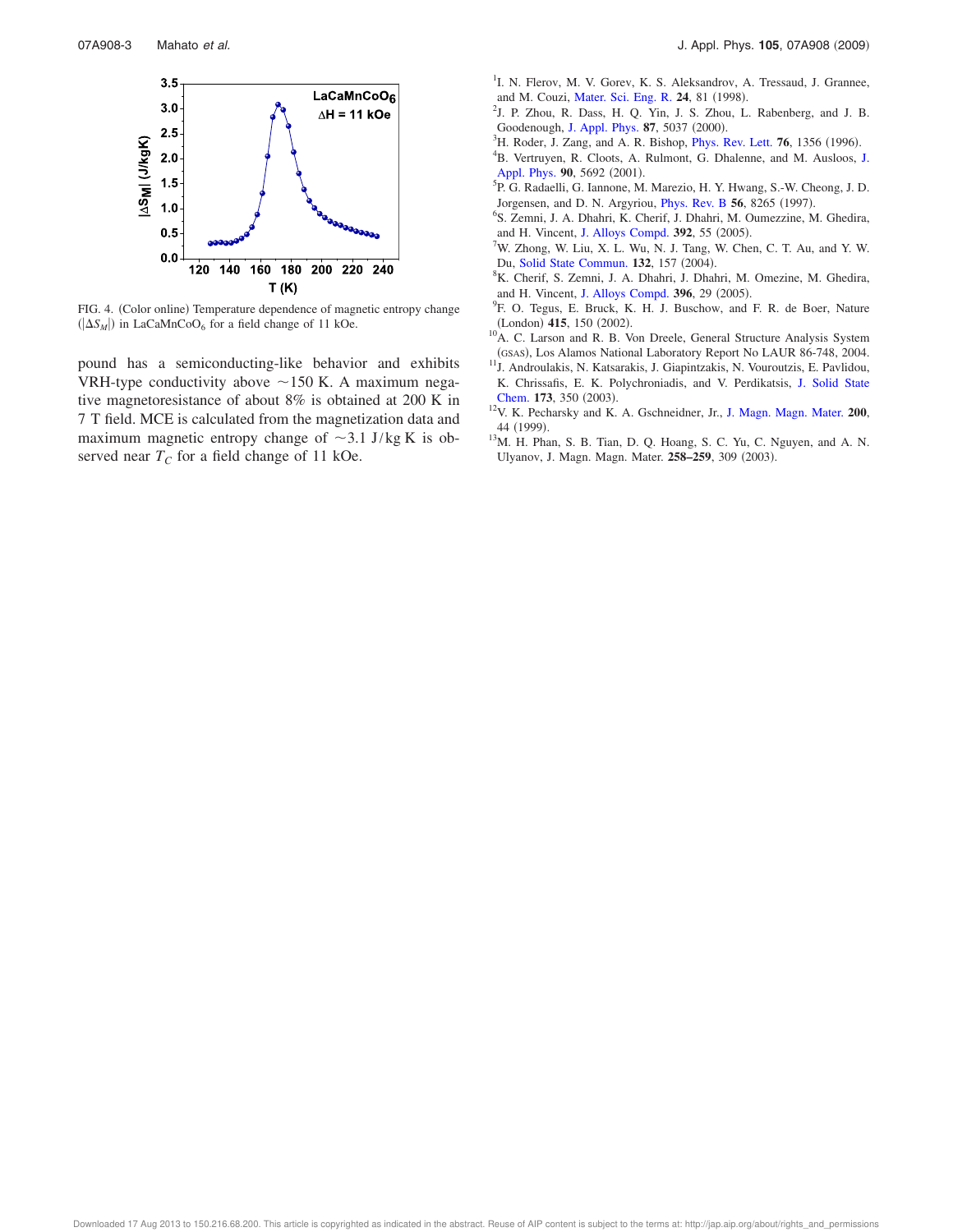LaCaMnCoO$_6$
ΔH = 11 kOe
|ΔS$_M$| (J/kgK)
3.5
3.0
2.5
2.0
1.5
1.0
0.5
0.0
120 140 160 180 200 220 240
T (K)

FIG. 4. (Color online) Temperature dependence of magnetic entropy change ($|\Delta S_M|$) in LaCaMnCoO$_6$ for a field change of 11 kOe.

pound has a semiconducting-like behavior and exhibits VRH-type conductivity above ~150 K. A maximum negative magnetoresistance of about 8% is obtained at 200 K in 7 T field. MCE is calculated from the magnetization data and maximum magnetic entropy change of ~3.1 J/kg K is observed near $T_C$ for a field change of 11 kOe.

[1] I. N. Flerov, M. V. Gorev, K. S. Aleksandrov, A. Tressaud, J. Grannee, and M. Couzi, Mater. Sci. Eng. R. **24**, 81 (1998).

[2] J. P. Zhou, R. Dass, H. Q. Yin, J. S. Zhou, L. Rabenberg, and J. B. Goodenough, J. Appl. Phys. **87**, 5037 (2000).

[3] H. Roder, J. Zang, and A. R. Bishop, Phys. Rev. Lett. **76**, 1356 (1996).

[4] B. Vertruyen, R. Cloots, A. Rulmont, G. Dhalenne, and M. Ausloos, J. Appl. Phys. **90**, 5692 (2001).

[5] P. G. Radaelli, G. Iannone, M. Marezio, H. Y. Hwang, S.-W. Cheong, J. D. Jorgensen, and D. N. Argyriou, Phys. Rev. B **56**, 8265 (1997).

[6] S. Zemni, J. A. Dhahri, K. Cherif, J. Dhahri, M. Oumezzine, M. Ghedira, and H. Vincent, J. Alloys Compd. **392**, 55 (2005).

[7] W. Zhong, W. Liu, X. L. Wu, N. J. Tang, W. Chen, C. T. Au, and Y. W. Du, Solid State Commun. **132**, 157 (2004).

[8] K. Cherif, S. Zemni, J. A. Dhahri, J. Dhahri, M. Omezine, M. Ghedira, and H. Vincent, J. Alloys Compd. **396**, 29 (2005).

[9] F. O. Tegus, E. Bruck, K. H. J. Buschow, and F. R. de Boer, Nature (London) **415**, 150 (2002).

[10] A. C. Larson and R. B. Von Dreele, General Structure Analysis System (GSAS), Los Alamos National Laboratory Report No LAUR 86-748, 2004.

[11] J. Androulakis, N. Katsarakis, J. Giapintzakis, N. Vouroutzis, E. Pavlidou, K. Chrissafis, E. K. Polychroniadis, and V. Perdikatsis, J. Solid State Chem. **173**, 350 (2003).

[12] V. K. Pecharsky and K. A. Gschneidner, Jr., J. Magn. Magn. Mater. **200**, 44 (1999).

[13] M. H. Phan, S. B. Tian, D. Q. Hoang, S. C. Yu, C. Nguyen, and A. N. Ulyanov, J. Magn. Magn. Mater. **258–259**, 309 (2003).